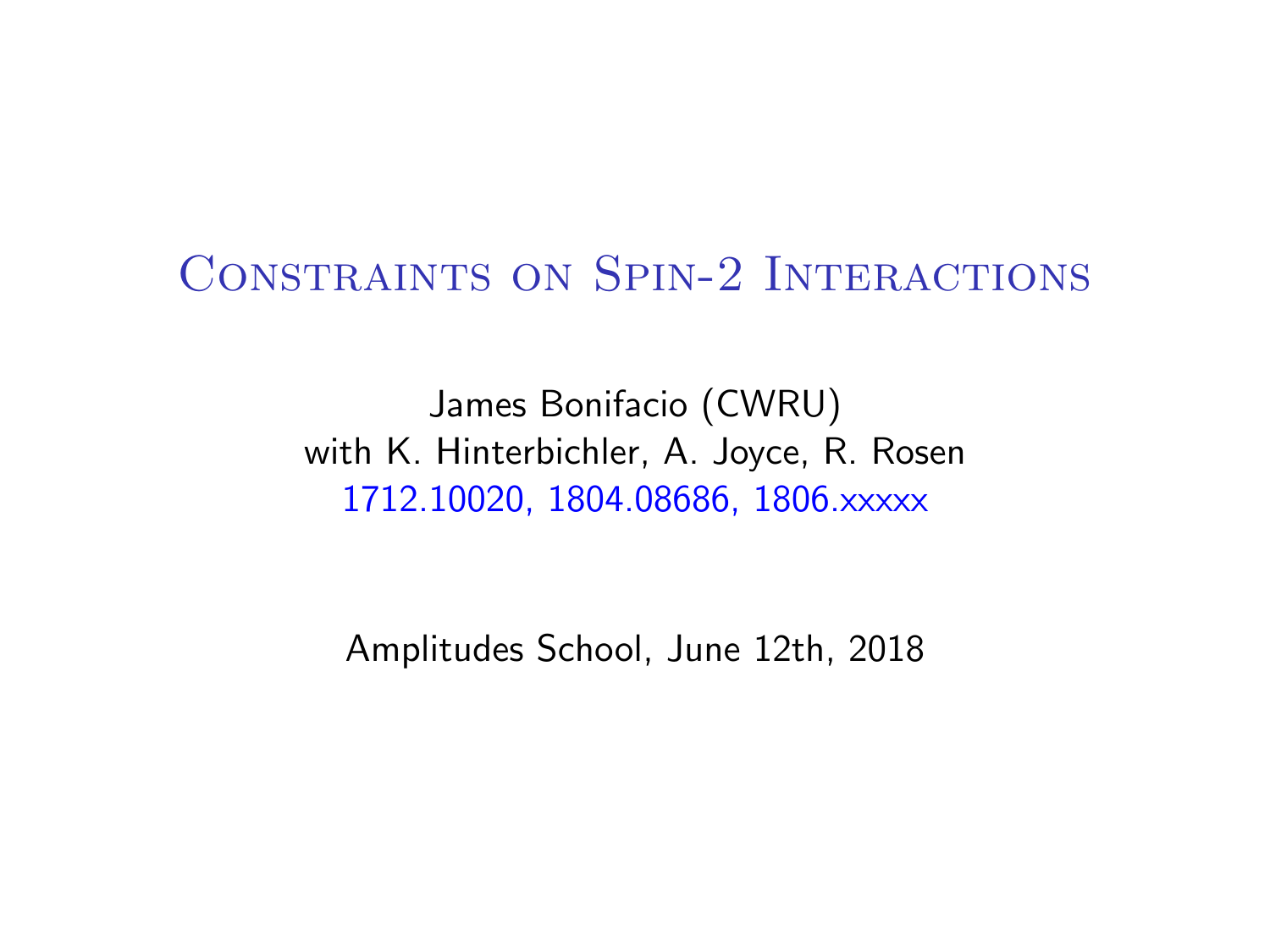# Constraints on Spin-2 Interactions

James Bonifacio (CWRU)
with K. Hinterbichler, A. Joyce, R. Rosen
1712.10020, 1804.08686, 1806.xxxxx

Amplitudes School, June 12th, 2018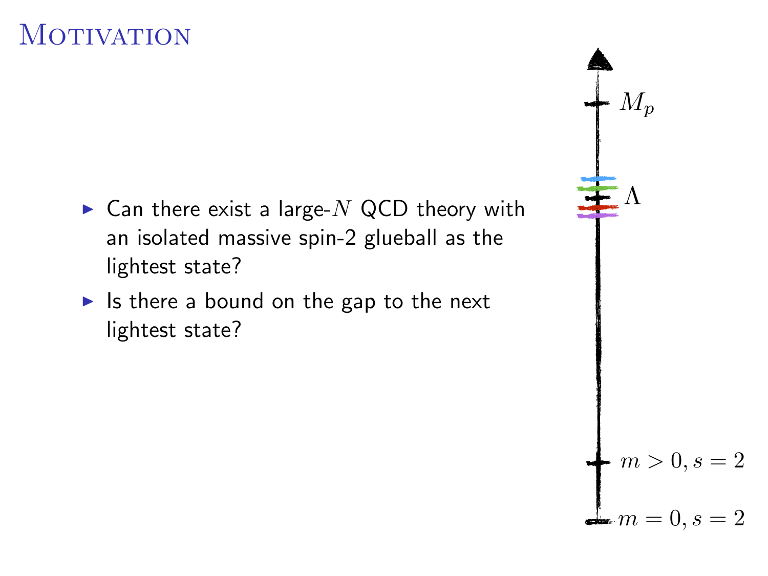# Motivation

- Can there exist a large-$N$ QCD theory with an isolated massive spin-2 glueball as the lightest state?
- Is there a bound on the gap to the next lightest state?

$M_p$

$\Lambda$

$m > 0, s = 2$

$m = 0, s = 2$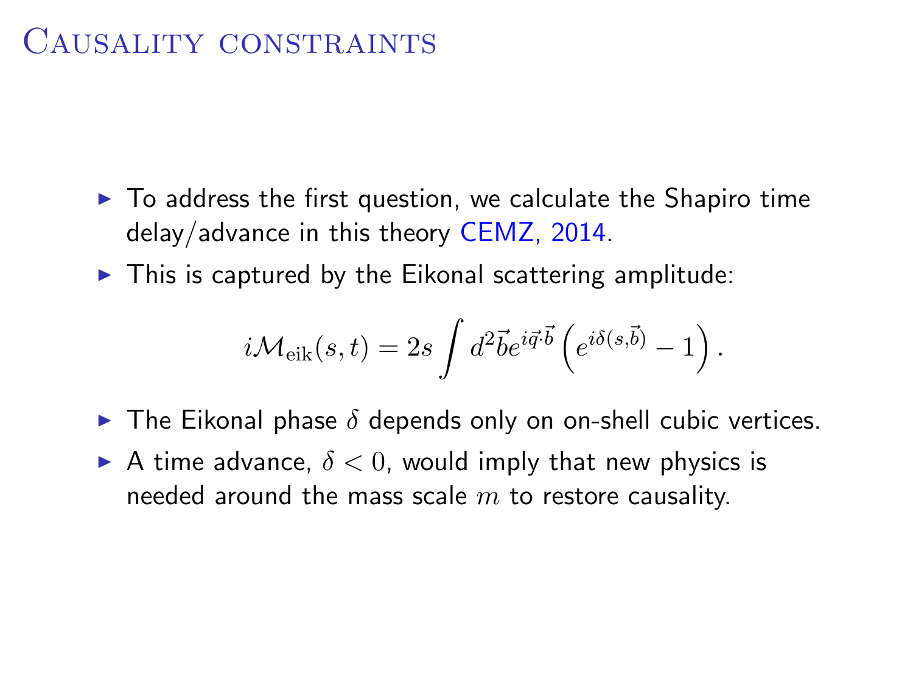# Causality constraints

- To address the first question, we calculate the Shapiro time delay/advance in this theory CEMZ, 2014.
- This is captured by the Eikonal scattering amplitude:

$$i\mathcal{M}_{\rm eik}(s,t) = 2s \int d^2\vec{b} e^{i\vec{q}\cdot\vec{b}} \left( e^{i\delta(s,\vec{b})} - 1 \right).$$

- The Eikonal phase $\delta$ depends only on on-shell cubic vertices.
- A time advance, $\delta < 0$, would imply that new physics is needed around the mass scale $m$ to restore causality.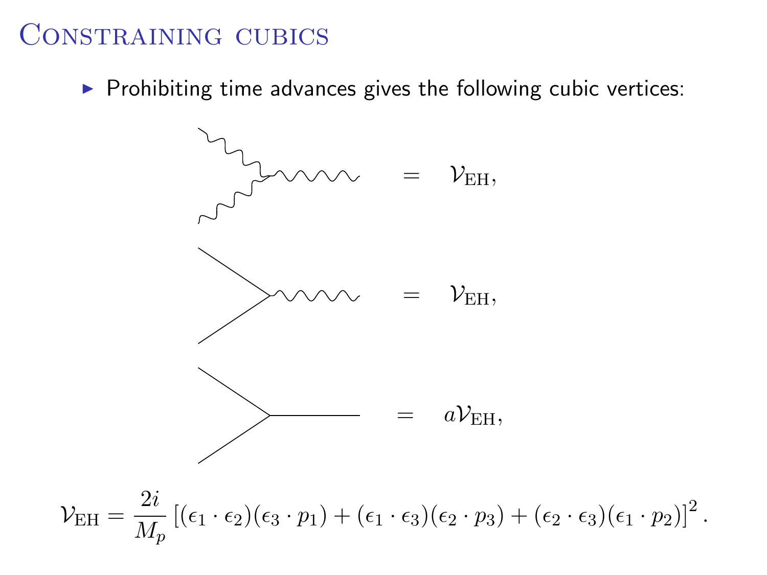# Constraining cubics

- Prohibiting time advances gives the following cubic vertices:

$$= \quad \mathcal{V}_{\rm EH},$$

$$= \quad \mathcal{V}_{\rm EH},$$

$$= \quad a\mathcal{V}_{\rm EH},$$

$$\mathcal{V}_{\rm EH} = \frac{2i}{M_p}\left[(\epsilon_1\cdot\epsilon_2)(\epsilon_3\cdot p_1) + (\epsilon_1\cdot\epsilon_3)(\epsilon_2\cdot p_3) + (\epsilon_2\cdot\epsilon_3)(\epsilon_1\cdot p_2)\right]^2.$$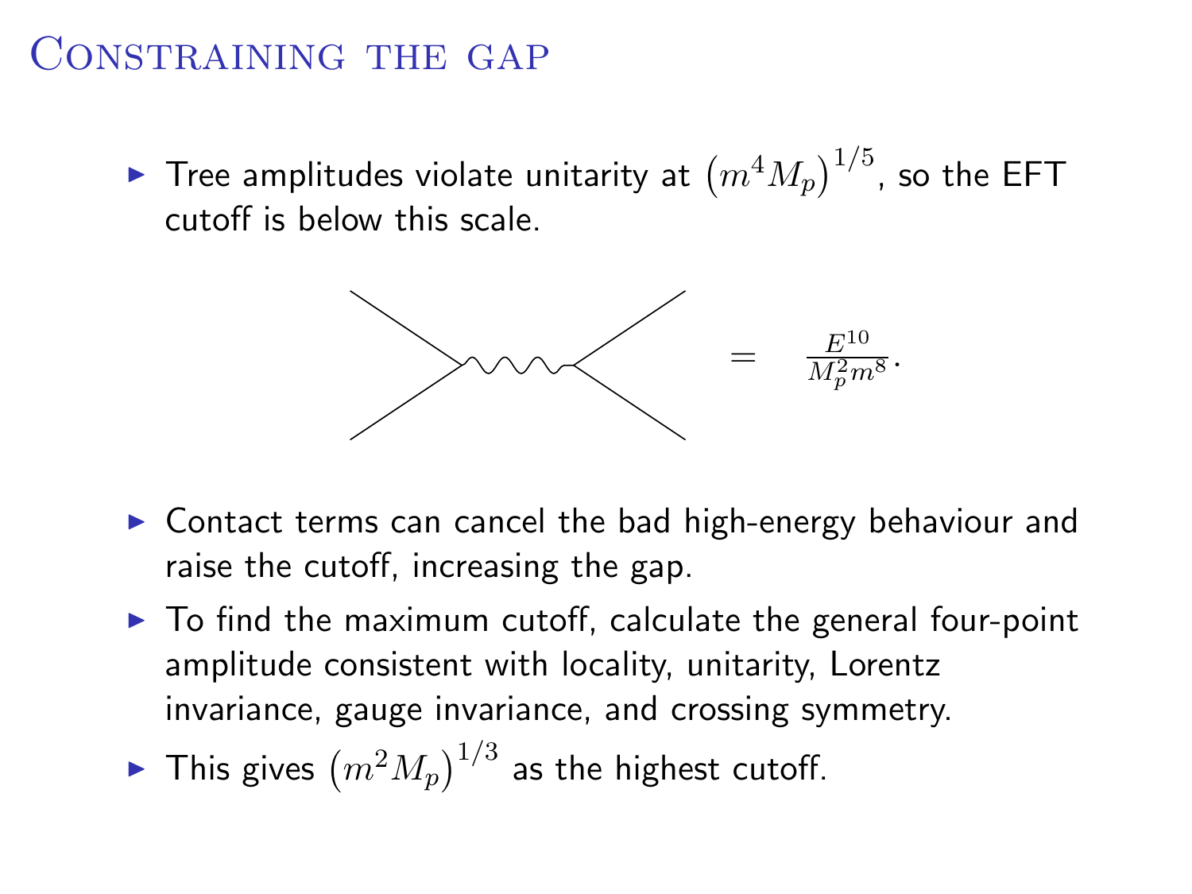# Constraining the gap

- Tree amplitudes violate unitarity at $\left(m^4 M_p\right)^{1/5}$, so the EFT cutoff is below this scale.

$$= \quad \frac{E^{10}}{M_p^2 m^8}.$$

- Contact terms can cancel the bad high-energy behaviour and raise the cutoff, increasing the gap.
- To find the maximum cutoff, calculate the general four-point amplitude consistent with locality, unitarity, Lorentz invariance, gauge invariance, and crossing symmetry.
- This gives $\left(m^2 M_p\right)^{1/3}$ as the highest cutoff.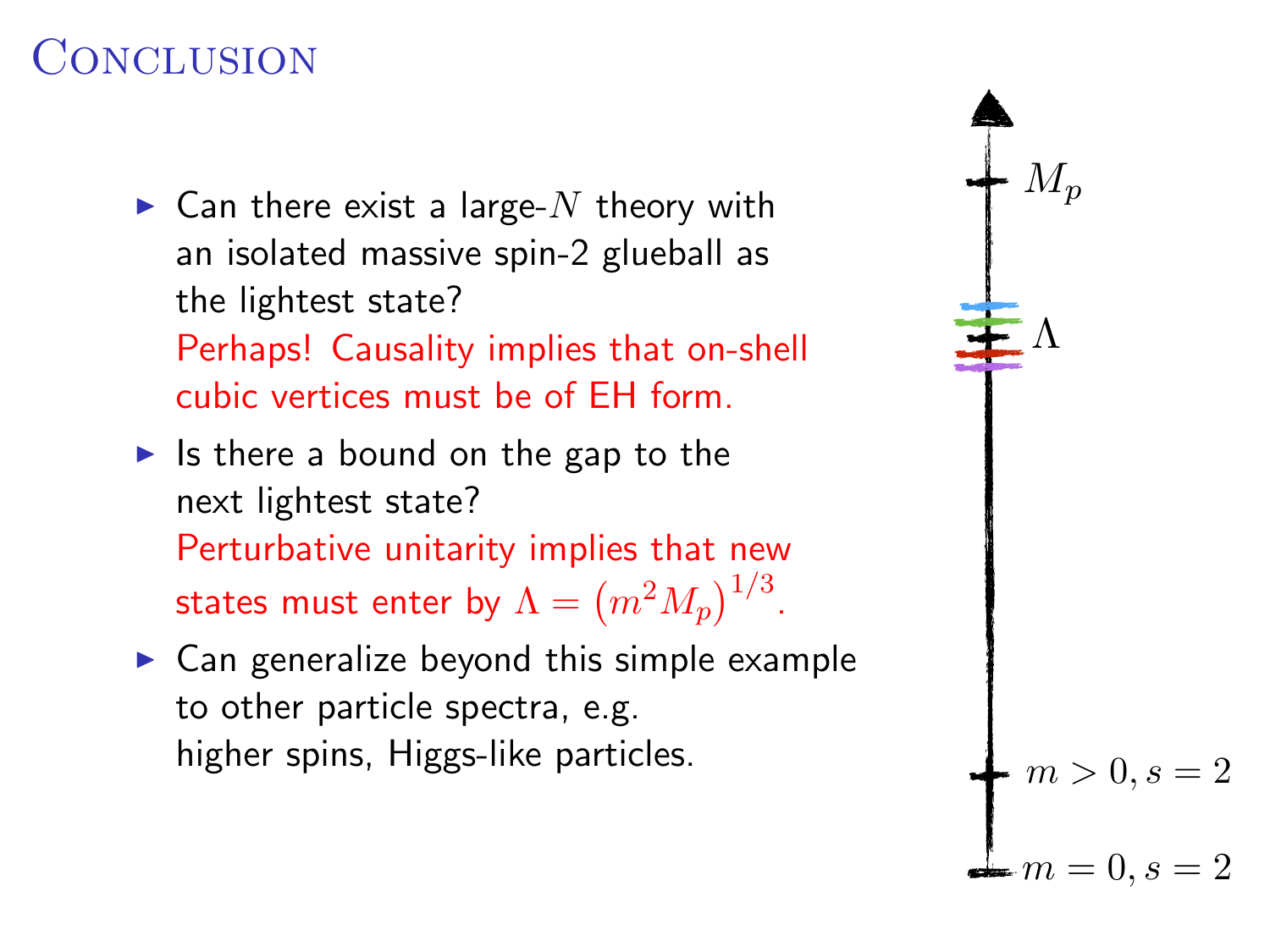# Conclusion

- Can there exist a large-$N$ theory with an isolated massive spin-2 glueball as the lightest state?
  Perhaps! Causality implies that on-shell cubic vertices must be of EH form.
- Is there a bound on the gap to the next lightest state?
  Perturbative unitarity implies that new states must enter by $\Lambda = \left(m^2 M_p\right)^{1/3}$.
- Can generalize beyond this simple example to other particle spectra, e.g. higher spins, Higgs-like particles.

$M_p$

$\Lambda$

$m > 0, s = 2$

$m = 0, s = 2$